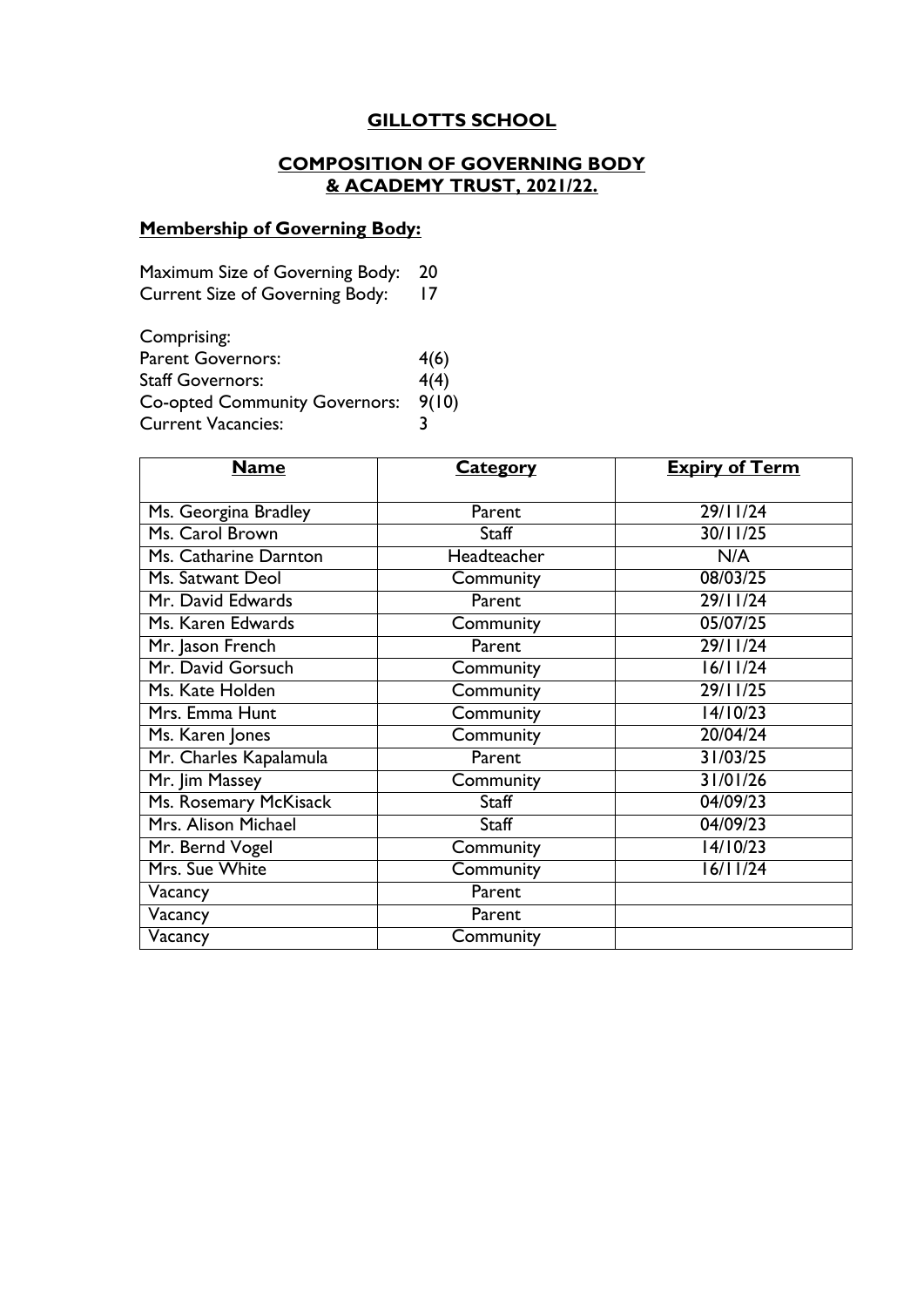# GILLOTTS SCHOOL

## COMPOSITION OF GOVERNING BODY & ACADEMY TRUST, 2021/22.

### Membership of Governing Body:

Maximum Size of Governing Body: 20
Current Size of Governing Body: 17

Comprising:
Parent Governors: 4(6)
Staff Governors: 4(4)
Co-opted Community Governors: 9(10)
Current Vacancies: 3

| Name | Category | Expiry of Term |
|---|---|---|
| Ms. Georgina Bradley | Parent | 29/11/24 |
| Ms. Carol Brown | Staff | 30/11/25 |
| Ms. Catharine Darnton | Headteacher | N/A |
| Ms. Satwant Deol | Community | 08/03/25 |
| Mr. David Edwards | Parent | 29/11/24 |
| Ms. Karen Edwards | Community | 05/07/25 |
| Mr. Jason French | Parent | 29/11/24 |
| Mr. David Gorsuch | Community | 16/11/24 |
| Ms. Kate Holden | Community | 29/11/25 |
| Mrs. Emma Hunt | Community | 14/10/23 |
| Ms. Karen Jones | Community | 20/04/24 |
| Mr. Charles Kapalamula | Parent | 31/03/25 |
| Mr. Jim Massey | Community | 31/01/26 |
| Ms. Rosemary McKisack | Staff | 04/09/23 |
| Mrs. Alison Michael | Staff | 04/09/23 |
| Mr. Bernd Vogel | Community | 14/10/23 |
| Mrs. Sue White | Community | 16/11/24 |
| Vacancy | Parent | |
| Vacancy | Parent | |
| Vacancy | Community | |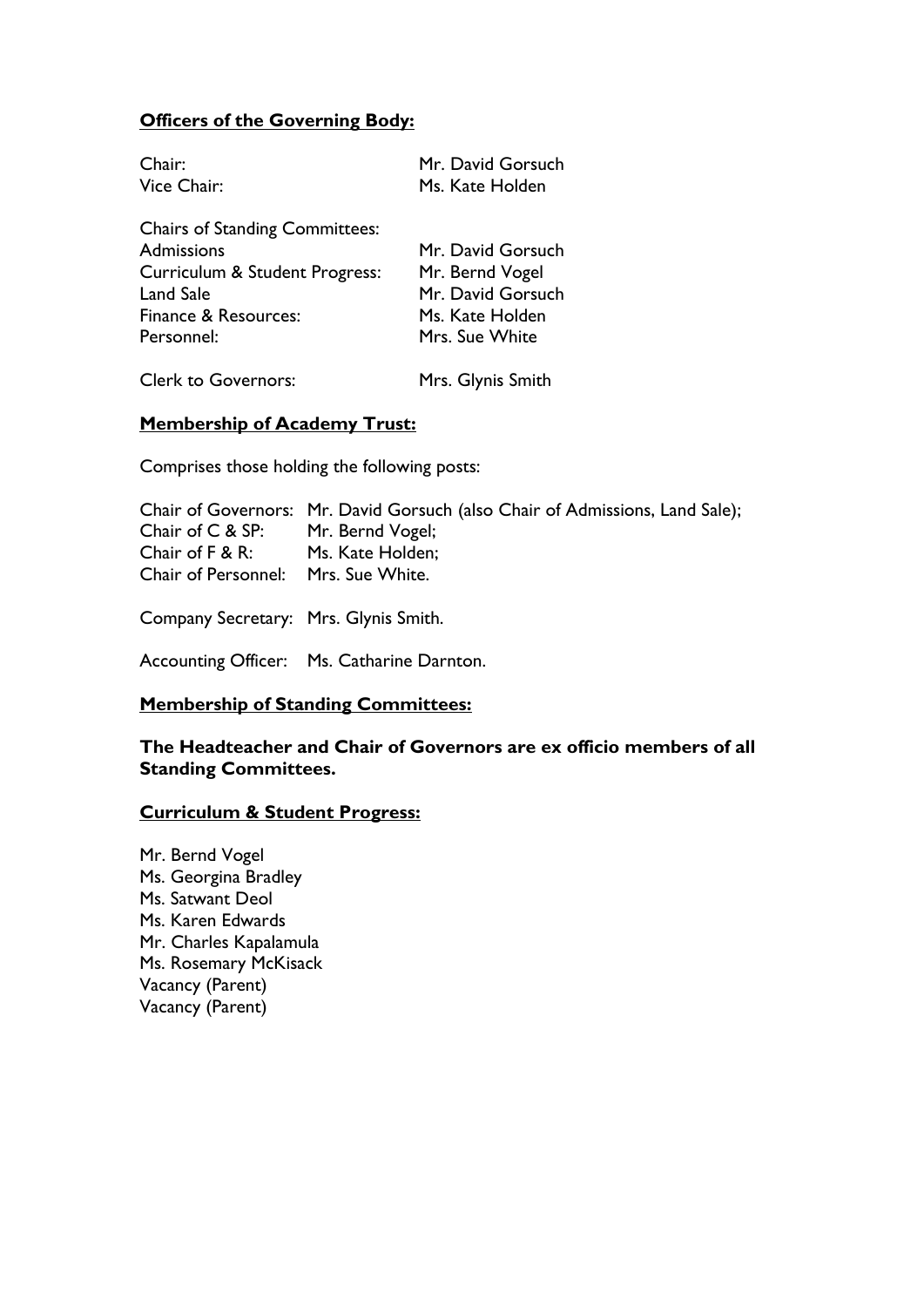**Officers of the Governing Body:**

| | |
|---|---|
| Chair: | Mr. David Gorsuch |
| Vice Chair: | Ms. Kate Holden |

Chairs of Standing Committees:

| | |
|---|---|
| Admissions | Mr. David Gorsuch |
| Curriculum & Student Progress: | Mr. Bernd Vogel |
| Land Sale | Mr. David Gorsuch |
| Finance & Resources: | Ms. Kate Holden |
| Personnel: | Mrs. Sue White |

Clerk to Governors: Mrs. Glynis Smith

**Membership of Academy Trust:**

Comprises those holding the following posts:

Chair of Governors: Mr. David Gorsuch (also Chair of Admissions, Land Sale);
Chair of C & SP: Mr. Bernd Vogel;
Chair of F & R: Ms. Kate Holden;
Chair of Personnel: Mrs. Sue White.

Company Secretary: Mrs. Glynis Smith.

Accounting Officer: Ms. Catharine Darnton.

**Membership of Standing Committees:**

**The Headteacher and Chair of Governors are ex officio members of all Standing Committees.**

**Curriculum & Student Progress:**

Mr. Bernd Vogel
Ms. Georgina Bradley
Ms. Satwant Deol
Ms. Karen Edwards
Mr. Charles Kapalamula
Ms. Rosemary McKisack
Vacancy (Parent)
Vacancy (Parent)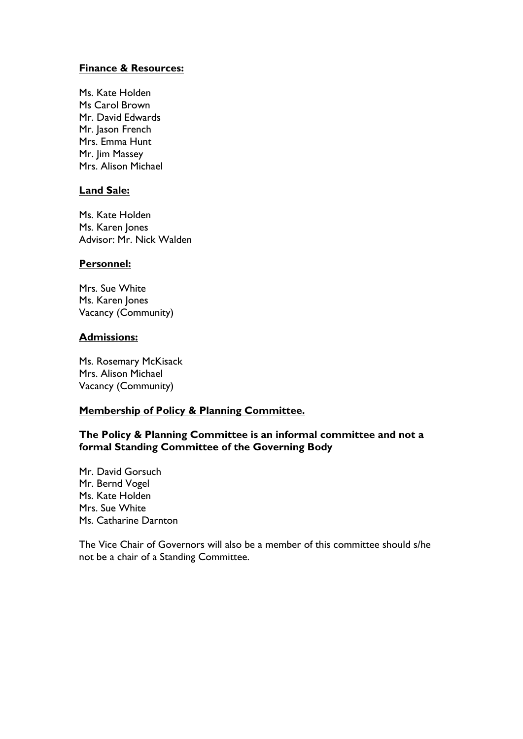**Finance & Resources:**

Ms. Kate Holden
Ms Carol Brown
Mr. David Edwards
Mr. Jason French
Mrs. Emma Hunt
Mr. Jim Massey
Mrs. Alison Michael

**Land Sale:**

Ms. Kate Holden
Ms. Karen Jones
Advisor: Mr. Nick Walden

**Personnel:**

Mrs. Sue White
Ms. Karen Jones
Vacancy (Community)

**Admissions:**

Ms. Rosemary McKisack
Mrs. Alison Michael
Vacancy (Community)

**Membership of Policy & Planning Committee.**

**The Policy & Planning Committee is an informal committee and not a formal Standing Committee of the Governing Body**

Mr. David Gorsuch
Mr. Bernd Vogel
Ms. Kate Holden
Mrs. Sue White
Ms. Catharine Darnton

The Vice Chair of Governors will also be a member of this committee should s/he not be a chair of a Standing Committee.